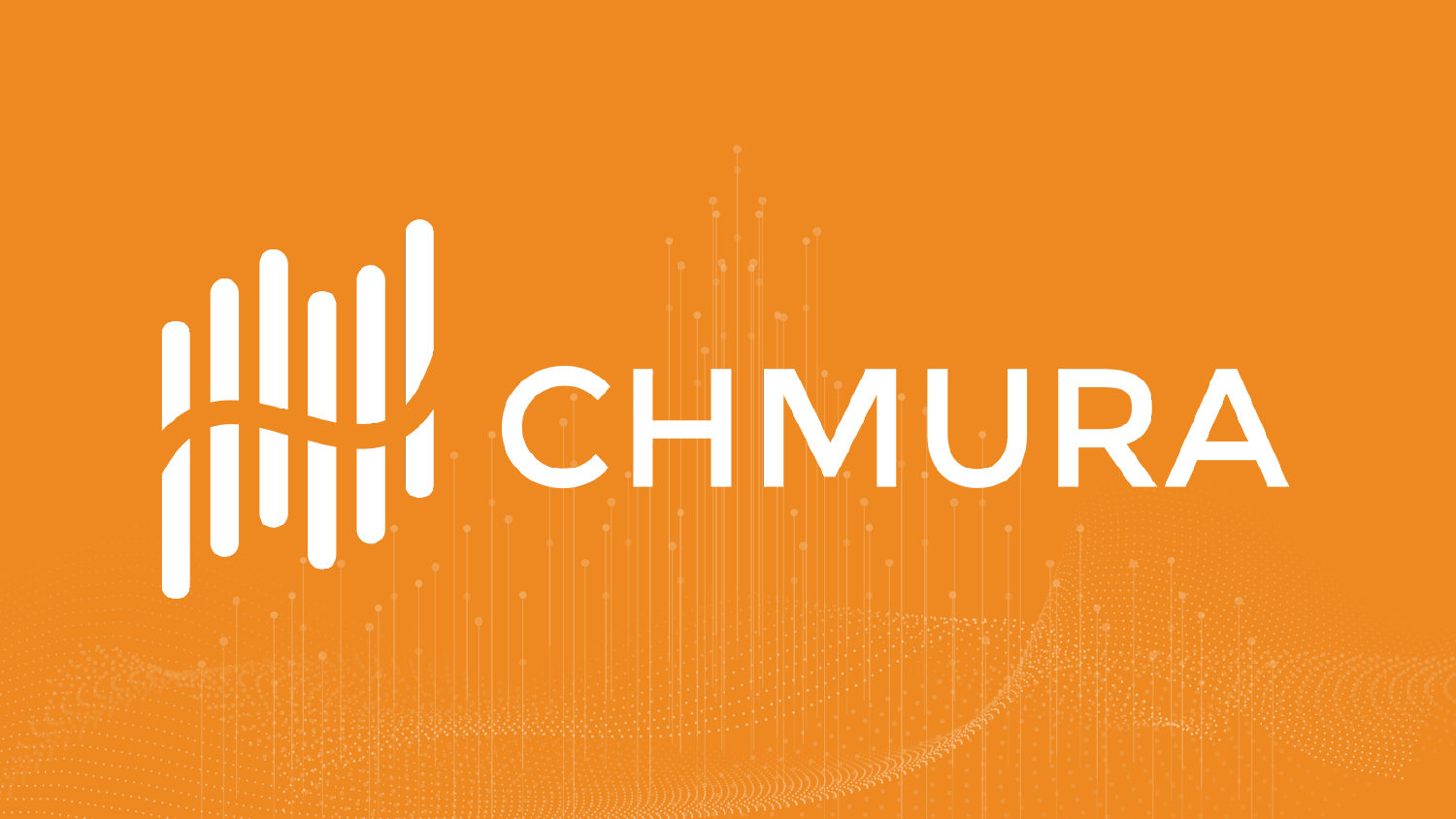# CHMURA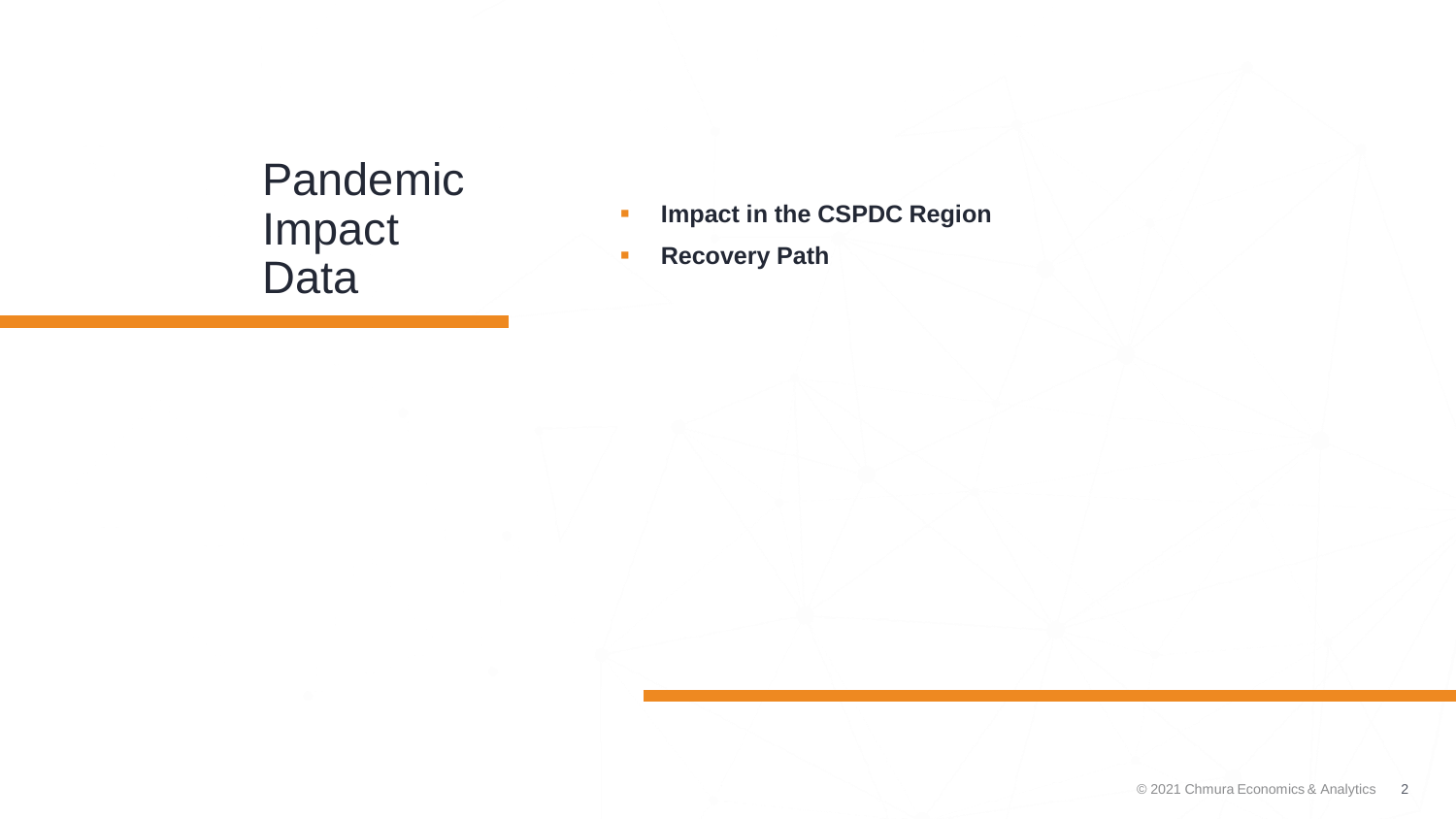# Pandemic Impact Data

- **Impact in the CSPDC Region**
- **Recovery Path**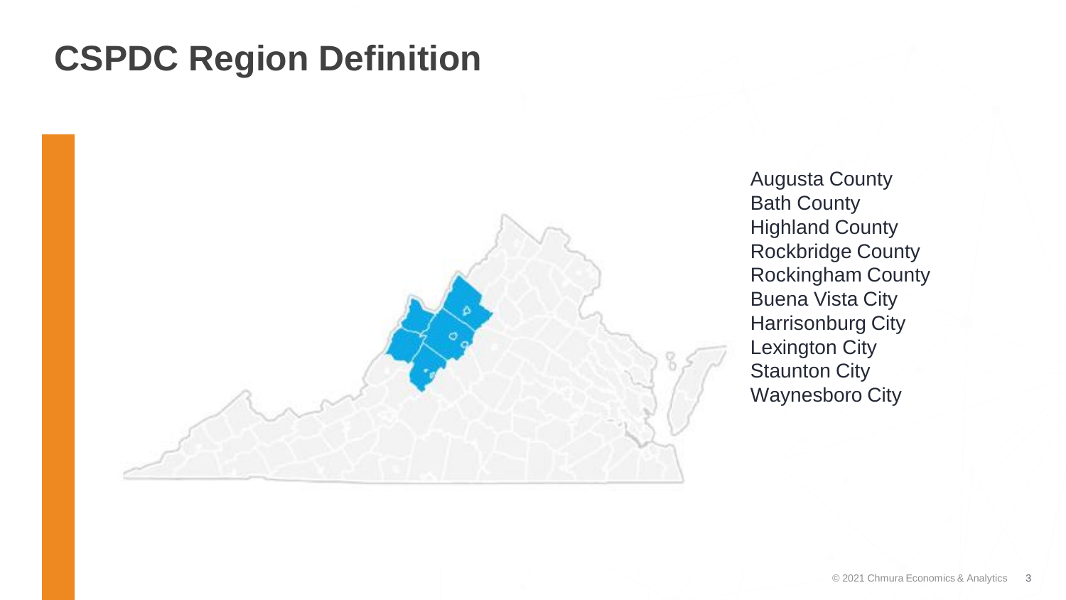# CSPDC Region Definition

Augusta County
Bath County
Highland County
Rockbridge County
Rockingham County
Buena Vista City
Harrisonburg City
Lexington City
Staunton City
Waynesboro City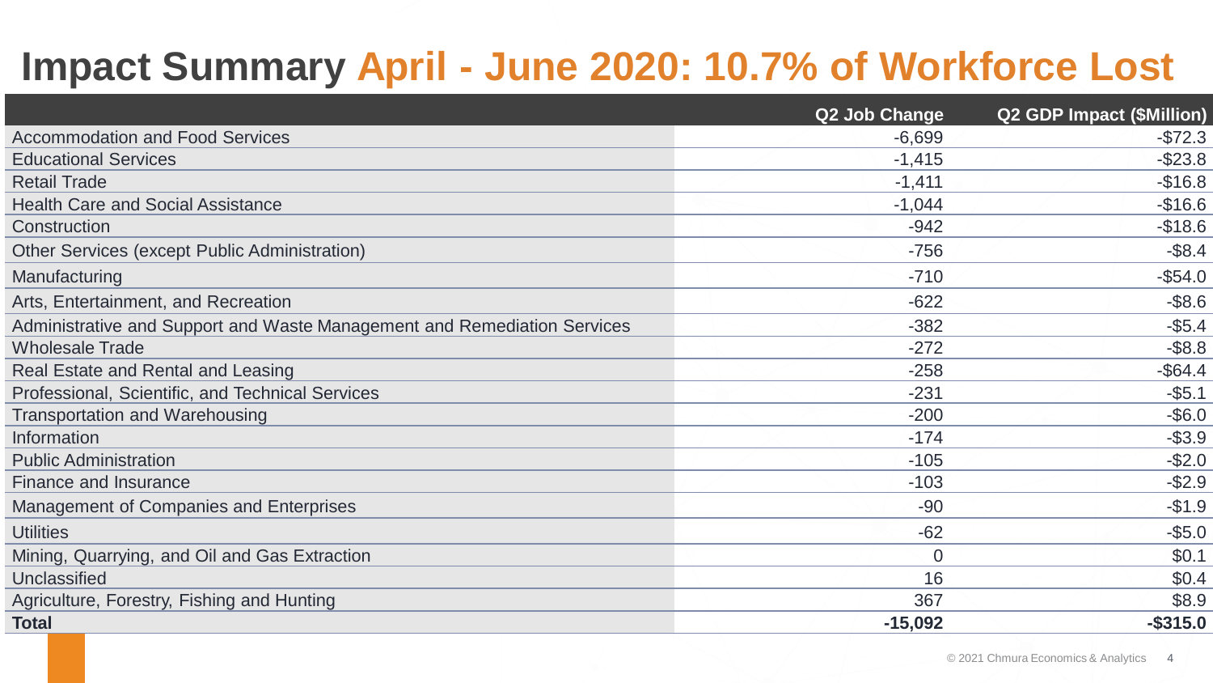# Impact Summary April - June 2020: 10.7% of Workforce Lost

| | Q2 Job Change | Q2 GDP Impact ($Million) |
|---|---|---|
| Accommodation and Food Services | -6,699 | -$72.3 |
| Educational Services | -1,415 | -$23.8 |
| Retail Trade | -1,411 | -$16.8 |
| Health Care and Social Assistance | -1,044 | -$16.6 |
| Construction | -942 | -$18.6 |
| Other Services (except Public Administration) | -756 | -$8.4 |
| Manufacturing | -710 | -$54.0 |
| Arts, Entertainment, and Recreation | -622 | -$8.6 |
| Administrative and Support and Waste Management and Remediation Services | -382 | -$5.4 |
| Wholesale Trade | -272 | -$8.8 |
| Real Estate and Rental and Leasing | -258 | -$64.4 |
| Professional, Scientific, and Technical Services | -231 | -$5.1 |
| Transportation and Warehousing | -200 | -$6.0 |
| Information | -174 | -$3.9 |
| Public Administration | -105 | -$2.0 |
| Finance and Insurance | -103 | -$2.9 |
| Management of Companies and Enterprises | -90 | -$1.9 |
| Utilities | -62 | -$5.0 |
| Mining, Quarrying, and Oil and Gas Extraction | 0 | $0.1 |
| Unclassified | 16 | $0.4 |
| Agriculture, Forestry, Fishing and Hunting | 367 | $8.9 |
| **Total** | **-15,092** | **-$315.0** |

© 2021 Chmura Economics & Analytics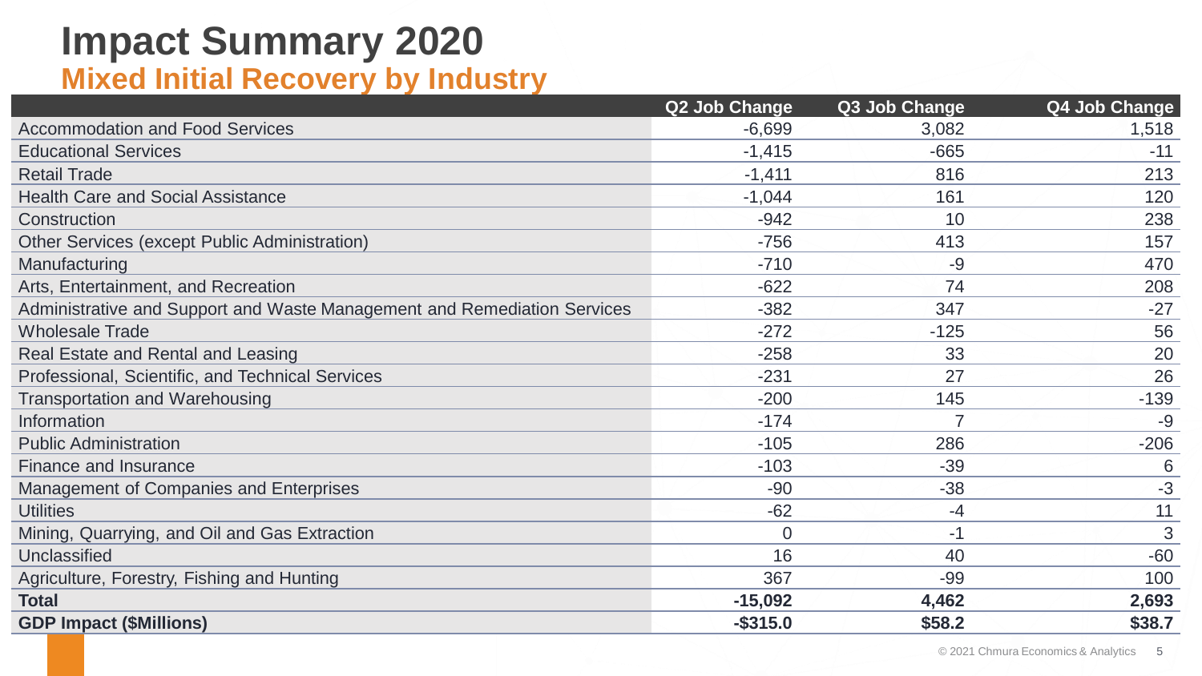# Impact Summary 2020

## Mixed Initial Recovery by Industry

| | Q2 Job Change | Q3 Job Change | Q4 Job Change |
|---|---|---|---|
| Accommodation and Food Services | -6,699 | 3,082 | 1,518 |
| Educational Services | -1,415 | -665 | -11 |
| Retail Trade | -1,411 | 816 | 213 |
| Health Care and Social Assistance | -1,044 | 161 | 120 |
| Construction | -942 | 10 | 238 |
| Other Services (except Public Administration) | -756 | 413 | 157 |
| Manufacturing | -710 | -9 | 470 |
| Arts, Entertainment, and Recreation | -622 | 74 | 208 |
| Administrative and Support and Waste Management and Remediation Services | -382 | 347 | -27 |
| Wholesale Trade | -272 | -125 | 56 |
| Real Estate and Rental and Leasing | -258 | 33 | 20 |
| Professional, Scientific, and Technical Services | -231 | 27 | 26 |
| Transportation and Warehousing | -200 | 145 | -139 |
| Information | -174 | 7 | -9 |
| Public Administration | -105 | 286 | -206 |
| Finance and Insurance | -103 | -39 | 6 |
| Management of Companies and Enterprises | -90 | -38 | -3 |
| Utilities | -62 | -4 | 11 |
| Mining, Quarrying, and Oil and Gas Extraction | 0 | -1 | 3 |
| Unclassified | 16 | 40 | -60 |
| Agriculture, Forestry, Fishing and Hunting | 367 | -99 | 100 |
| **Total** | **-15,092** | **4,462** | **2,693** |
| **GDP Impact ($Millions)** | **-$315.0** | **$58.2** | **$38.7** |

© 2021 Chmura Economics & Analytics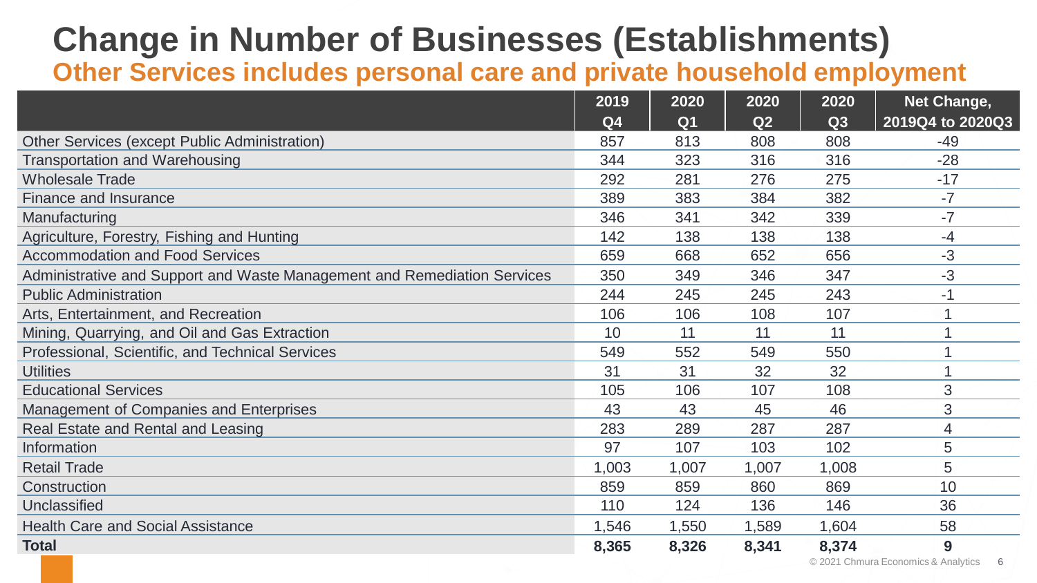# Change in Number of Businesses (Establishments)

## Other Services includes personal care and private household employment

| | 2019 Q4 | 2020 Q1 | 2020 Q2 | 2020 Q3 | Net Change, 2019Q4 to 2020Q3 |
|---|---|---|---|---|---|
| Other Services (except Public Administration) | 857 | 813 | 808 | 808 | -49 |
| Transportation and Warehousing | 344 | 323 | 316 | 316 | -28 |
| Wholesale Trade | 292 | 281 | 276 | 275 | -17 |
| Finance and Insurance | 389 | 383 | 384 | 382 | -7 |
| Manufacturing | 346 | 341 | 342 | 339 | -7 |
| Agriculture, Forestry, Fishing and Hunting | 142 | 138 | 138 | 138 | -4 |
| Accommodation and Food Services | 659 | 668 | 652 | 656 | -3 |
| Administrative and Support and Waste Management and Remediation Services | 350 | 349 | 346 | 347 | -3 |
| Public Administration | 244 | 245 | 245 | 243 | -1 |
| Arts, Entertainment, and Recreation | 106 | 106 | 108 | 107 | 1 |
| Mining, Quarrying, and Oil and Gas Extraction | 10 | 11 | 11 | 11 | 1 |
| Professional, Scientific, and Technical Services | 549 | 552 | 549 | 550 | 1 |
| Utilities | 31 | 31 | 32 | 32 | 1 |
| Educational Services | 105 | 106 | 107 | 108 | 3 |
| Management of Companies and Enterprises | 43 | 43 | 45 | 46 | 3 |
| Real Estate and Rental and Leasing | 283 | 289 | 287 | 287 | 4 |
| Information | 97 | 107 | 103 | 102 | 5 |
| Retail Trade | 1,003 | 1,007 | 1,007 | 1,008 | 5 |
| Construction | 859 | 859 | 860 | 869 | 10 |
| Unclassified | 110 | 124 | 136 | 146 | 36 |
| Health Care and Social Assistance | 1,546 | 1,550 | 1,589 | 1,604 | 58 |
| **Total** | **8,365** | **8,326** | **8,341** | **8,374** | **9** |

© 2021 Chmura Economics & Analytics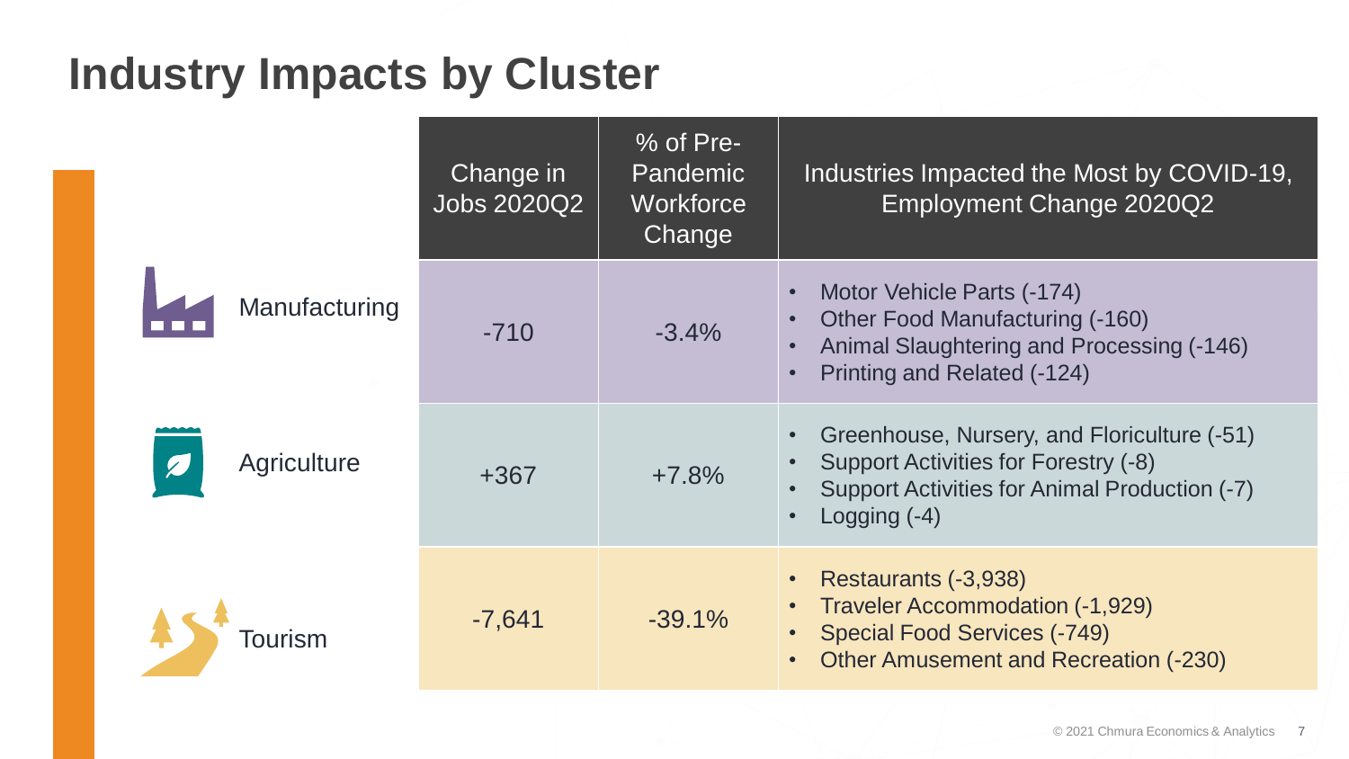# Industry Impacts by Cluster

| | Change in Jobs 2020Q2 | % of Pre-Pandemic Workforce Change | Industries Impacted the Most by COVID-19, Employment Change 2020Q2 |
|---|---|---|---|
| Manufacturing | -710 | -3.4% | • Motor Vehicle Parts (-174)<br>• Other Food Manufacturing (-160)<br>• Animal Slaughtering and Processing (-146)<br>• Printing and Related (-124) |
| Agriculture | +367 | +7.8% | • Greenhouse, Nursery, and Floriculture (-51)<br>• Support Activities for Forestry (-8)<br>• Support Activities for Animal Production (-7)<br>• Logging (-4) |
| Tourism | -7,641 | -39.1% | • Restaurants (-3,938)<br>• Traveler Accommodation (-1,929)<br>• Special Food Services (-749)<br>• Other Amusement and Recreation (-230) |

© 2021 Chmura Economics & Analytics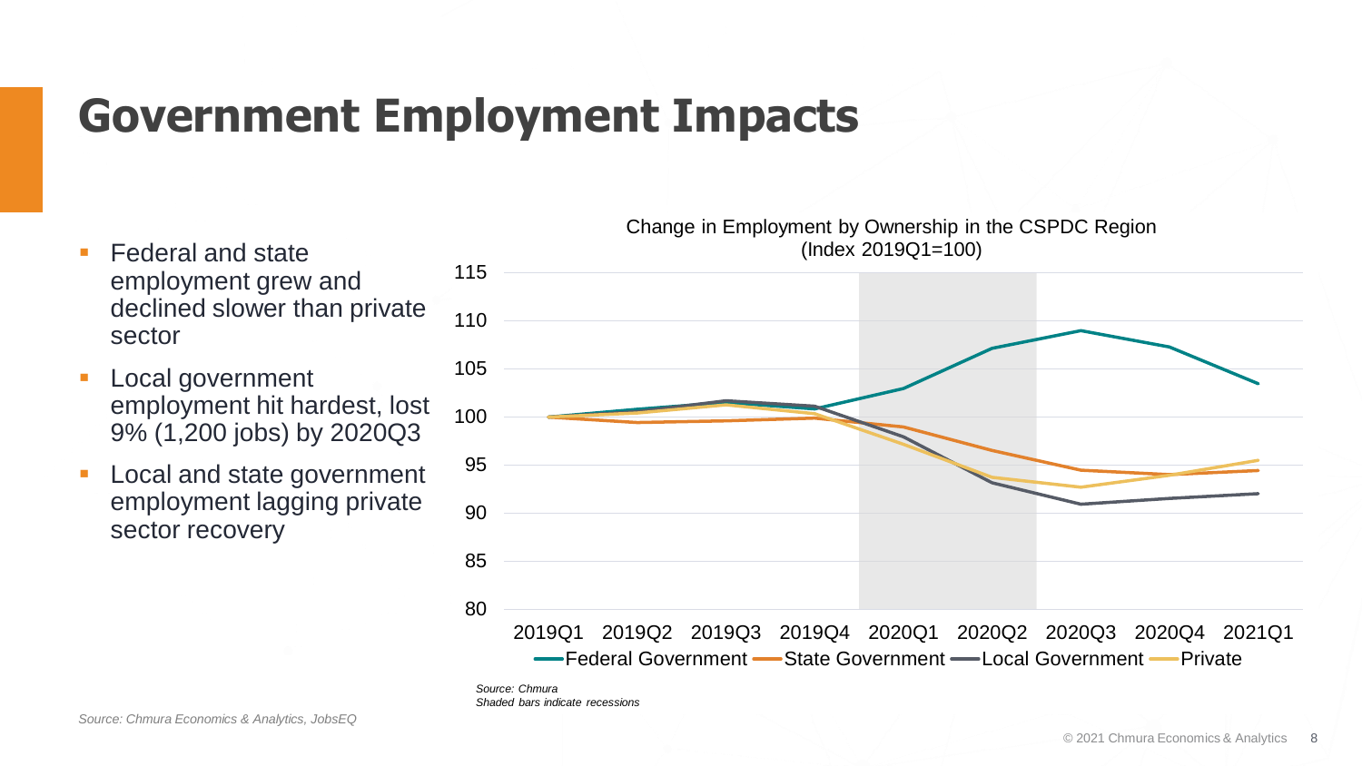# Government Employment Impacts

- Federal and state employment grew and declined slower than private sector
- Local government employment hit hardest, lost 9% (1,200 jobs) by 2020Q3
- Local and state government employment lagging private sector recovery

Change in Employment by Ownership in the CSPDC Region
(Index 2019Q1=100)

115
110
105
100
95
90
85
80

2019Q1 2019Q2 2019Q3 2019Q4 2020Q1 2020Q2 2020Q3 2020Q4 2021Q1

Federal Government, State Government, Local Government, Private

*Source: Chmura*
*Shaded bars indicate recessions*

*Source: Chmura Economics & Analytics, JobsEQ*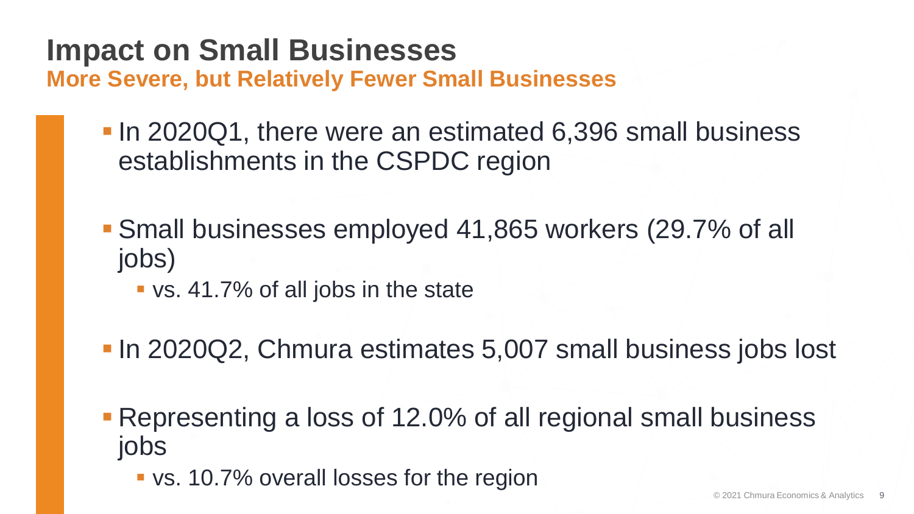# Impact on Small Businesses

## More Severe, but Relatively Fewer Small Businesses

- In 2020Q1, there were an estimated 6,396 small business establishments in the CSPDC region
- Small businesses employed 41,865 workers (29.7% of all jobs)
  - vs. 41.7% of all jobs in the state
- In 2020Q2, Chmura estimates 5,007 small business jobs lost
- Representing a loss of 12.0% of all regional small business jobs
  - vs. 10.7% overall losses for the region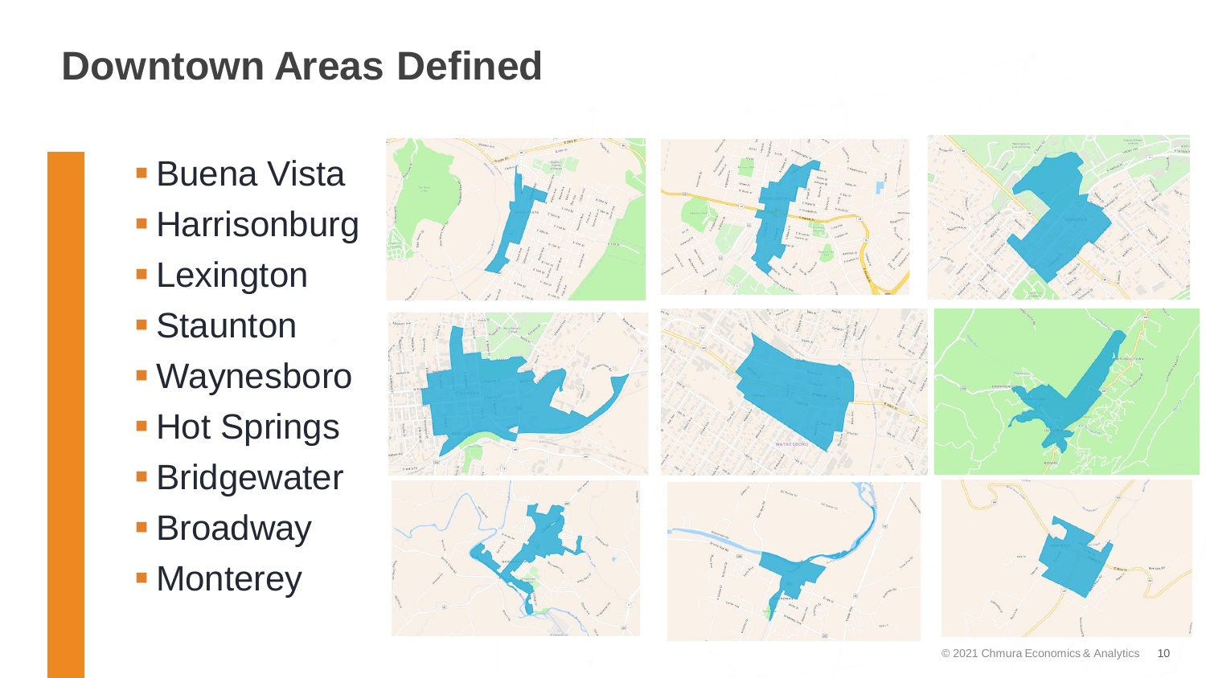# Downtown Areas Defined

- Buena Vista
- Harrisonburg
- Lexington
- Staunton
- Waynesboro
- Hot Springs
- Bridgewater
- Broadway
- Monterey

© 2021 Chmura Economics & Analytics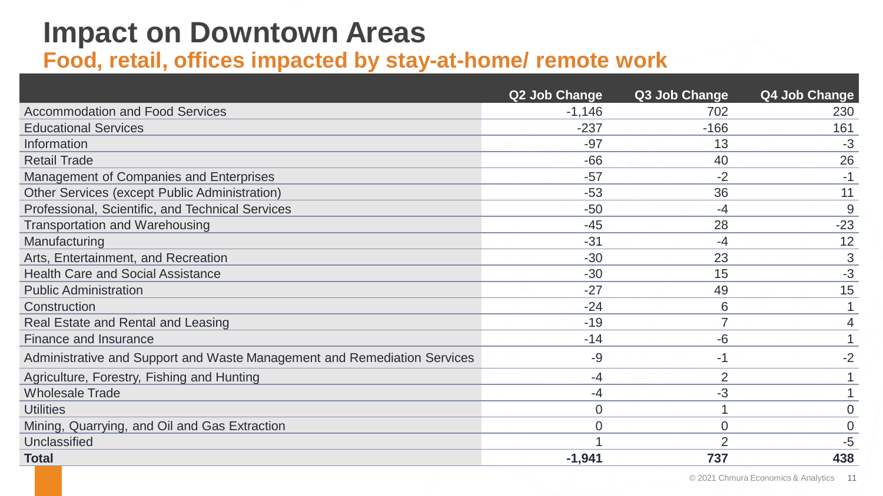# Impact on Downtown Areas

## Food, retail, offices impacted by stay-at-home/ remote work

| | Q2 Job Change | Q3 Job Change | Q4 Job Change |
|---|---|---|---|
| Accommodation and Food Services | -1,146 | 702 | 230 |
| Educational Services | -237 | -166 | 161 |
| Information | -97 | 13 | -3 |
| Retail Trade | -66 | 40 | 26 |
| Management of Companies and Enterprises | -57 | -2 | -1 |
| Other Services (except Public Administration) | -53 | 36 | 11 |
| Professional, Scientific, and Technical Services | -50 | -4 | 9 |
| Transportation and Warehousing | -45 | 28 | -23 |
| Manufacturing | -31 | -4 | 12 |
| Arts, Entertainment, and Recreation | -30 | 23 | 3 |
| Health Care and Social Assistance | -30 | 15 | -3 |
| Public Administration | -27 | 49 | 15 |
| Construction | -24 | 6 | 1 |
| Real Estate and Rental and Leasing | -19 | 7 | 4 |
| Finance and Insurance | -14 | -6 | 1 |
| Administrative and Support and Waste Management and Remediation Services | -9 | -1 | -2 |
| Agriculture, Forestry, Fishing and Hunting | -4 | 2 | 1 |
| Wholesale Trade | -4 | -3 | 1 |
| Utilities | 0 | 1 | 0 |
| Mining, Quarrying, and Oil and Gas Extraction | 0 | 0 | 0 |
| Unclassified | 1 | 2 | -5 |
| **Total** | **-1,941** | **737** | **438** |

© 2021 Chmura Economics & Analytics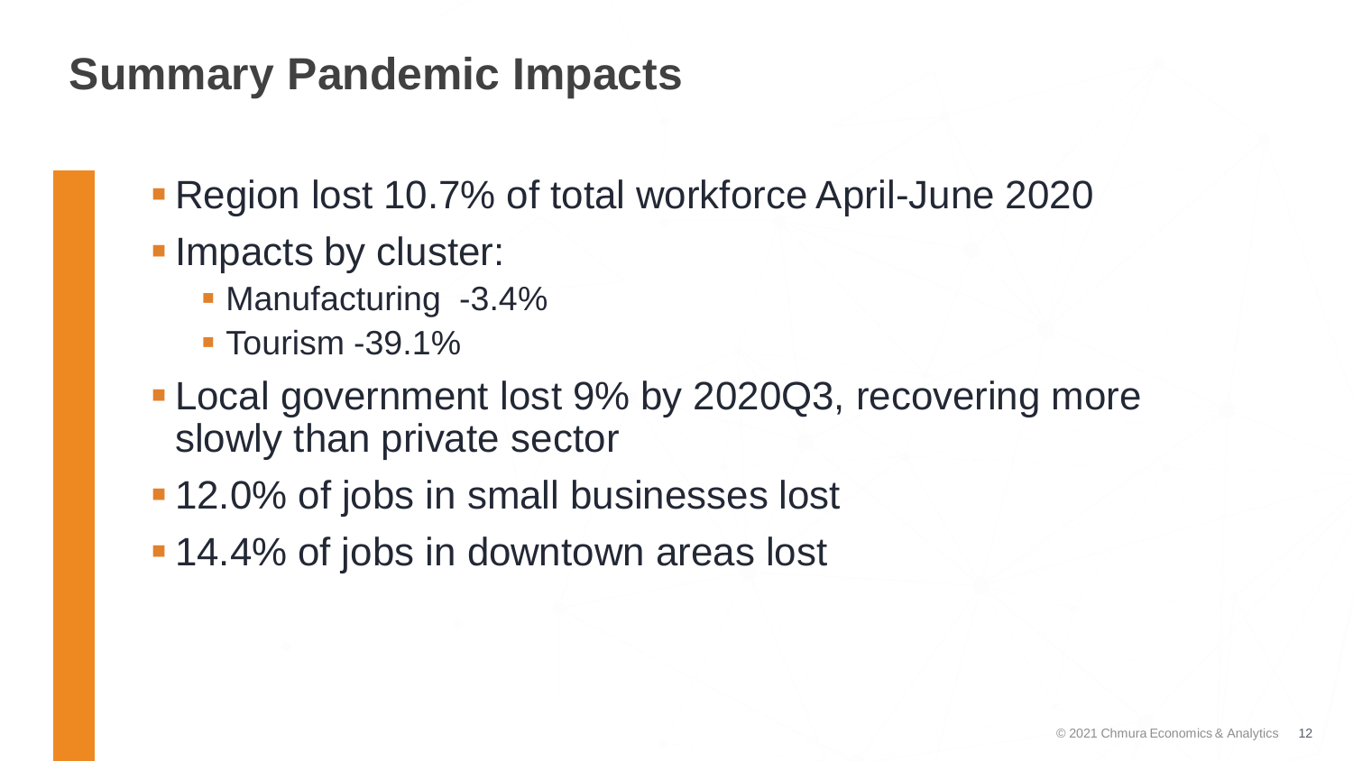# Summary Pandemic Impacts

- Region lost 10.7% of total workforce April-June 2020
- Impacts by cluster:
  - Manufacturing -3.4%
  - Tourism -39.1%
- Local government lost 9% by 2020Q3, recovering more slowly than private sector
- 12.0% of jobs in small businesses lost
- 14.4% of jobs in downtown areas lost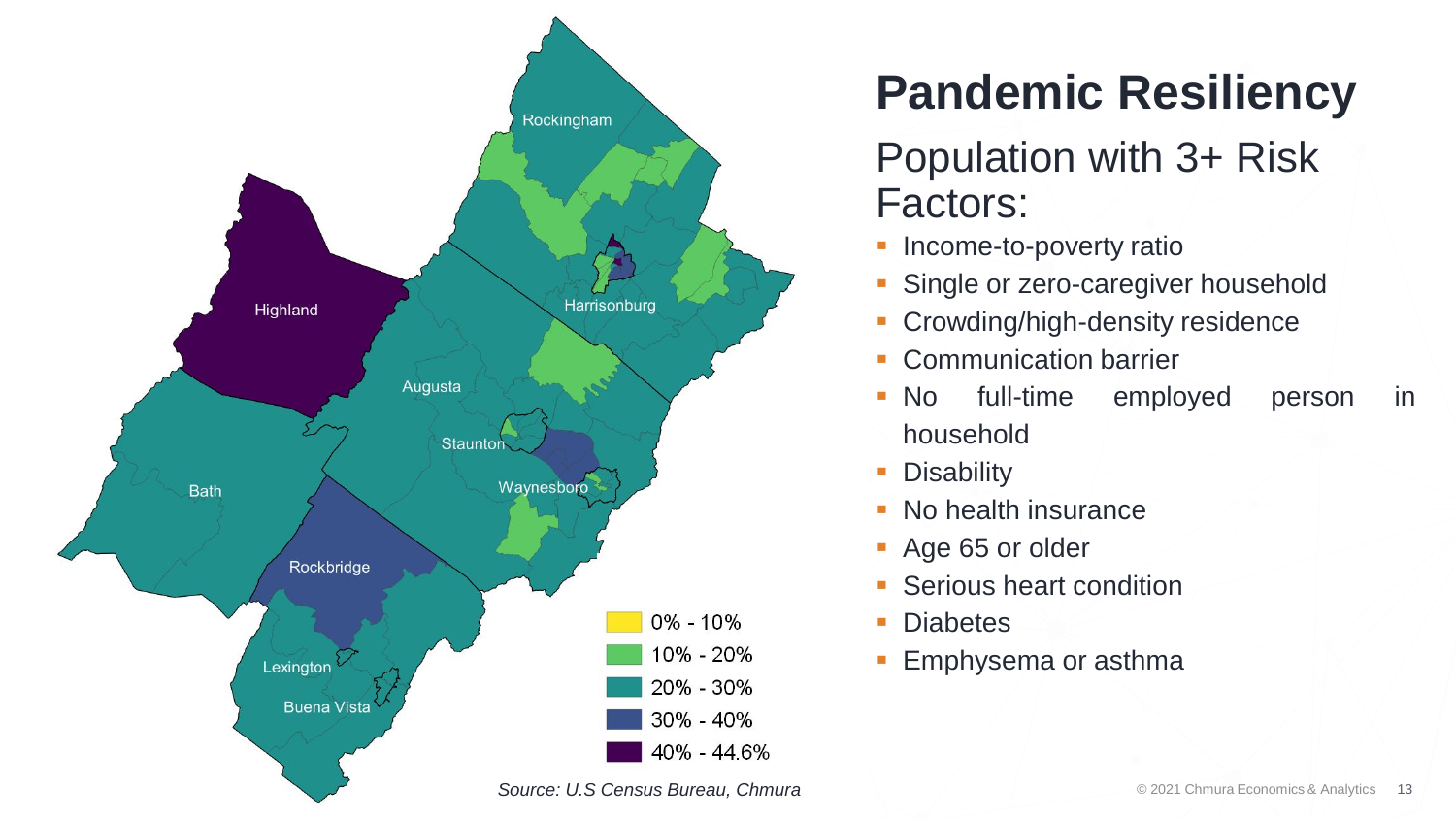Highland

Rockingham

Harrisonburg

Augusta

Staunton

Waynesboro

Bath

Rockbridge

Lexington

Buena Vista

0% - 10%

10% - 20%

20% - 30%

30% - 40%

40% - 44.6%

*Source: U.S Census Bureau, Chmura*

# Pandemic Resiliency

## Population with 3+ Risk Factors:

- Income-to-poverty ratio
- Single or zero-caregiver household
- Crowding/high-density residence
- Communication barrier
- No full-time employed person in household
- Disability
- No health insurance
- Age 65 or older
- Serious heart condition
- Diabetes
- Emphysema or asthma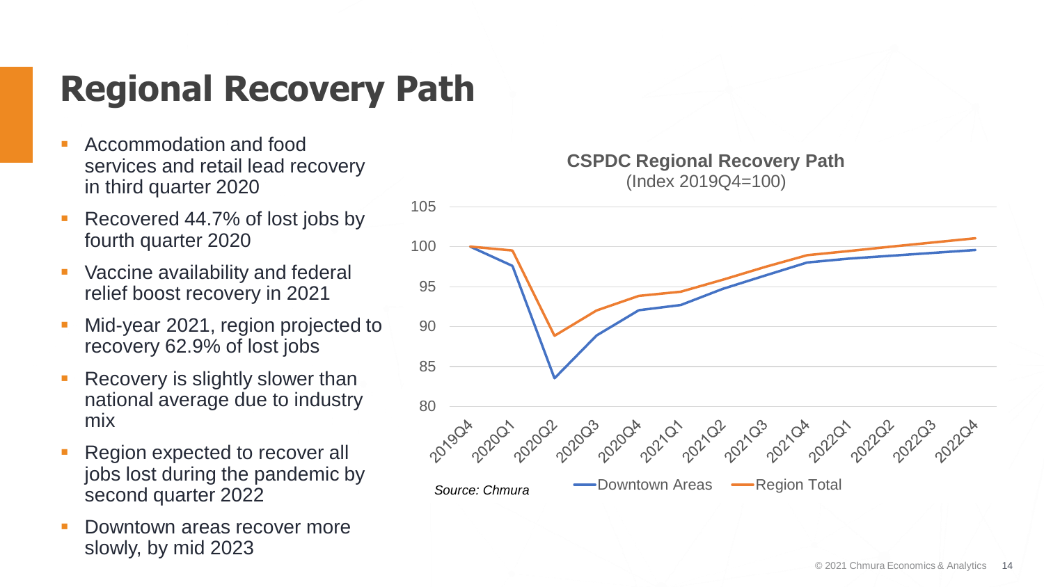# Regional Recovery Path

- Accommodation and food services and retail lead recovery in third quarter 2020
- Recovered 44.7% of lost jobs by fourth quarter 2020
- Vaccine availability and federal relief boost recovery in 2021
- Mid-year 2021, region projected to recovery 62.9% of lost jobs
- Recovery is slightly slower than national average due to industry mix
- Region expected to recover all jobs lost during the pandemic by second quarter 2022
- Downtown areas recover more slowly, by mid 2023

**CSPDC Regional Recovery Path**
(Index 2019Q4=100)

105
100
95
90
85
80

2019Q4 2020Q1 2020Q2 2020Q3 2020Q4 2021Q1 2021Q2 2021Q3 2021Q4 2022Q1 2022Q2 2022Q3 2022Q4

Downtown Areas
Region Total

*Source: Chmura*

© 2021 Chmura Economics & Analytics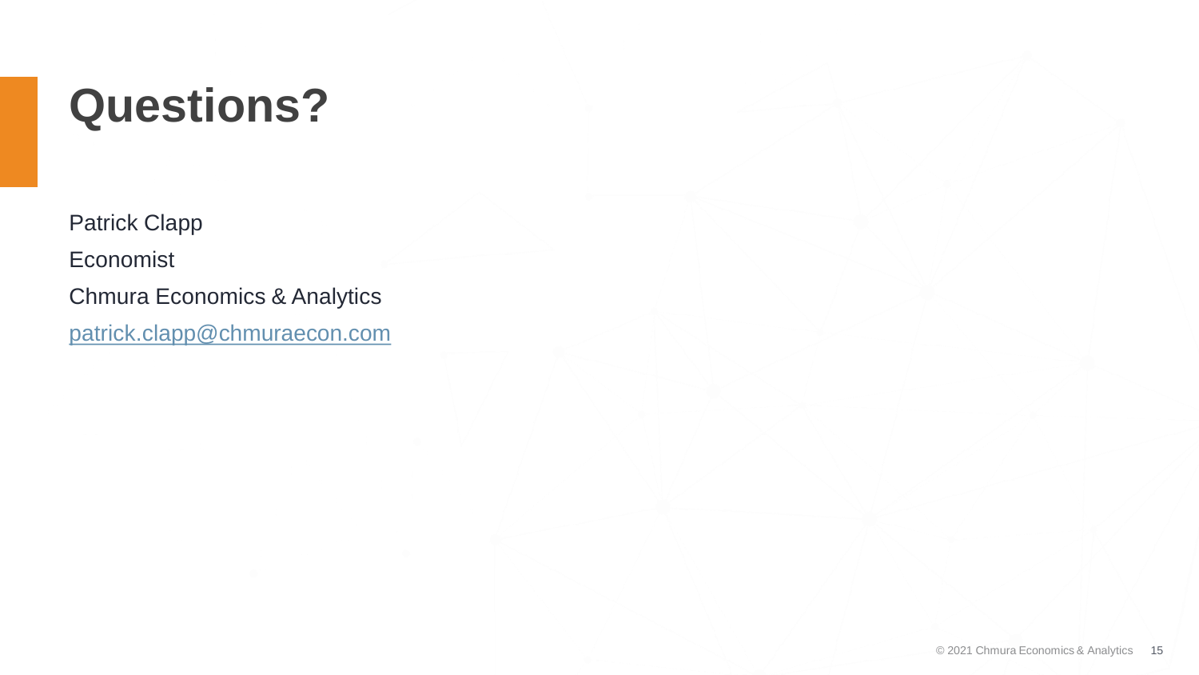# Questions?

Patrick Clapp

Economist

Chmura Economics & Analytics

patrick.clapp@chmuraecon.com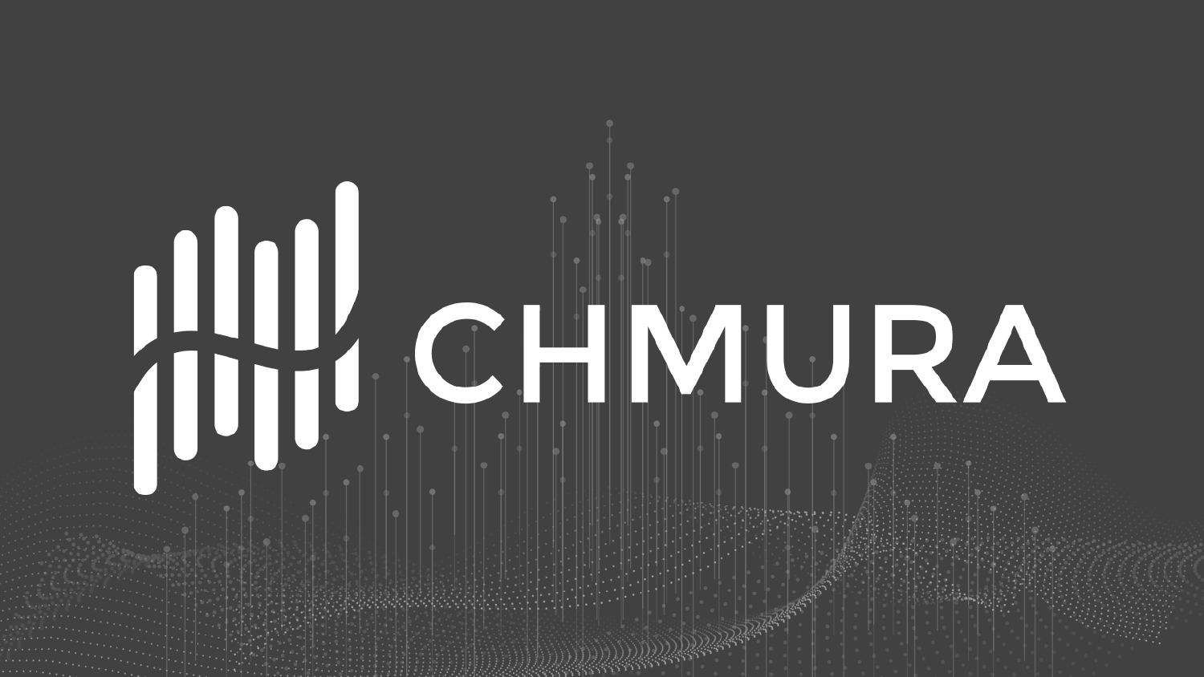CHMURA